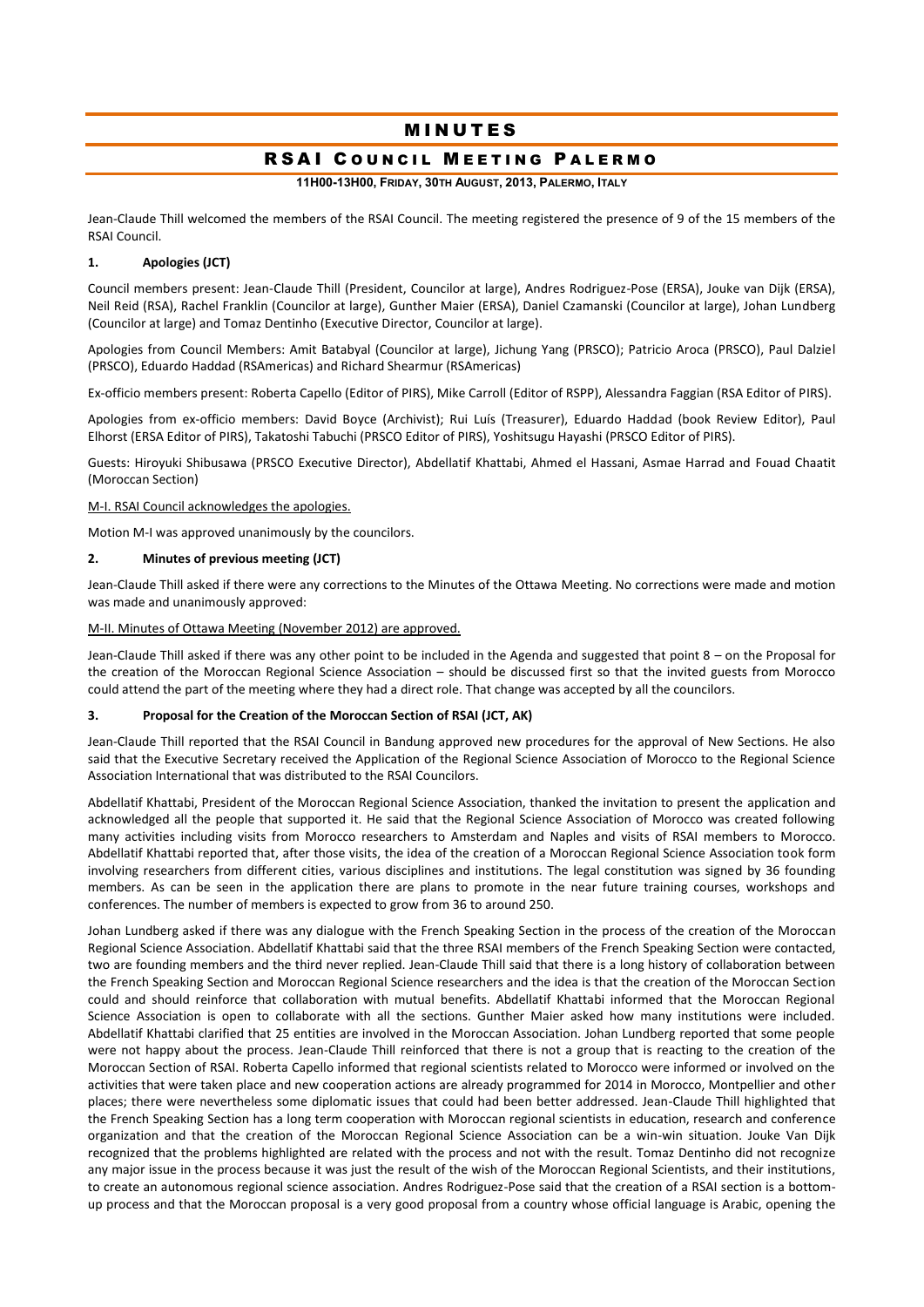# MINUTES

## RSAI COUNCIL MEETING PALERMO

**11H00-13H00, FRIDAY, 30TH AUGUST, 2013, PALERMO, ITALY**

Jean-Claude Thill welcomed the members of the RSAI Council. The meeting registered the presence of 9 of the 15 members of the RSAI Council.

### 1. Apologies (JCT)

Council members present: Jean-Claude Thill (President, Councilor at large), Andres Rodriguez-Pose (ERSA), Jouke van Dijk (ERSA), Neil Reid (RSA), Rachel Franklin (Councilor at large), Gunther Maier (ERSA), Daniel Czamanski (Councilor at large), Johan Lundberg (Councilor at large) and Tomaz Dentinho (Executive Director, Councilor at large).

Apologies from Council Members: Amit Batabyal (Councilor at large), Jichung Yang (PRSCO); Patricio Aroca (PRSCO), Paul Dalziel (PRSCO), Eduardo Haddad (RSAmericas) and Richard Shearmur (RSAmericas)

Ex-officio members present: Roberta Capello (Editor of PIRS), Mike Carroll (Editor of RSPP), Alessandra Faggian (RSA Editor of PIRS).

Apologies from ex-officio members: David Boyce (Archivist); Rui Luís (Treasurer), Eduardo Haddad (book Review Editor), Paul Elhorst (ERSA Editor of PIRS), Takatoshi Tabuchi (PRSCO Editor of PIRS), Yoshitsugu Hayashi (PRSCO Editor of PIRS).

Guests: Hiroyuki Shibusawa (PRSCO Executive Director), Abdellatif Khattabi, Ahmed el Hassani, Asmae Harrad and Fouad Chaatit (Moroccan Section)

M-I. RSAI Council acknowledges the apologies.

Motion M-I was approved unanimously by the councilors.

### 2. Minutes of previous meeting (JCT)

Jean-Claude Thill asked if there were any corrections to the Minutes of the Ottawa Meeting. No corrections were made and motion was made and unanimously approved:

M-II. Minutes of Ottawa Meeting (November 2012) are approved.

Jean-Claude Thill asked if there was any other point to be included in the Agenda and suggested that point 8 – on the Proposal for the creation of the Moroccan Regional Science Association – should be discussed first so that the invited guests from Morocco could attend the part of the meeting where they had a direct role. That change was accepted by all the councilors.

### 3. Proposal for the Creation of the Moroccan Section of RSAI (JCT, AK)

Jean-Claude Thill reported that the RSAI Council in Bandung approved new procedures for the approval of New Sections. He also said that the Executive Secretary received the Application of the Regional Science Association of Morocco to the Regional Science Association International that was distributed to the RSAI Councilors.

Abdellatif Khattabi, President of the Moroccan Regional Science Association, thanked the invitation to present the application and acknowledged all the people that supported it. He said that the Regional Science Association of Morocco was created following many activities including visits from Morocco researchers to Amsterdam and Naples and visits of RSAI members to Morocco. Abdellatif Khattabi reported that, after those visits, the idea of the creation of a Moroccan Regional Science Association took form involving researchers from different cities, various disciplines and institutions. The legal constitution was signed by 36 founding members. As can be seen in the application there are plans to promote in the near future training courses, workshops and conferences. The number of members is expected to grow from 36 to around 250.

Johan Lundberg asked if there was any dialogue with the French Speaking Section in the process of the creation of the Moroccan Regional Science Association. Abdellatif Khattabi said that the three RSAI members of the French Speaking Section were contacted, two are founding members and the third never replied. Jean-Claude Thill said that there is a long history of collaboration between the French Speaking Section and Moroccan Regional Science researchers and the idea is that the creation of the Moroccan Section could and should reinforce that collaboration with mutual benefits. Abdellatif Khattabi informed that the Moroccan Regional Science Association is open to collaborate with all the sections. Gunther Maier asked how many institutions were included. Abdellatif Khattabi clarified that 25 entities are involved in the Moroccan Association. Johan Lundberg reported that some people were not happy about the process. Jean-Claude Thill reinforced that there is not a group that is reacting to the creation of the Moroccan Section of RSAI. Roberta Capello informed that regional scientists related to Morocco were informed or involved on the activities that were taken place and new cooperation actions are already programmed for 2014 in Morocco, Montpellier and other places; there were nevertheless some diplomatic issues that could had been better addressed. Jean-Claude Thill highlighted that the French Speaking Section has a long term cooperation with Moroccan regional scientists in education, research and conference organization and that the creation of the Moroccan Regional Science Association can be a win-win situation. Jouke Van Dijk recognized that the problems highlighted are related with the process and not with the result. Tomaz Dentinho did not recognize any major issue in the process because it was just the result of the wish of the Moroccan Regional Scientists, and their institutions, to create an autonomous regional science association. Andres Rodriguez-Pose said that the creation of a RSAI section is a bottom-up process and that the Moroccan proposal is a very good proposal from a country whose official language is Arabic, opening the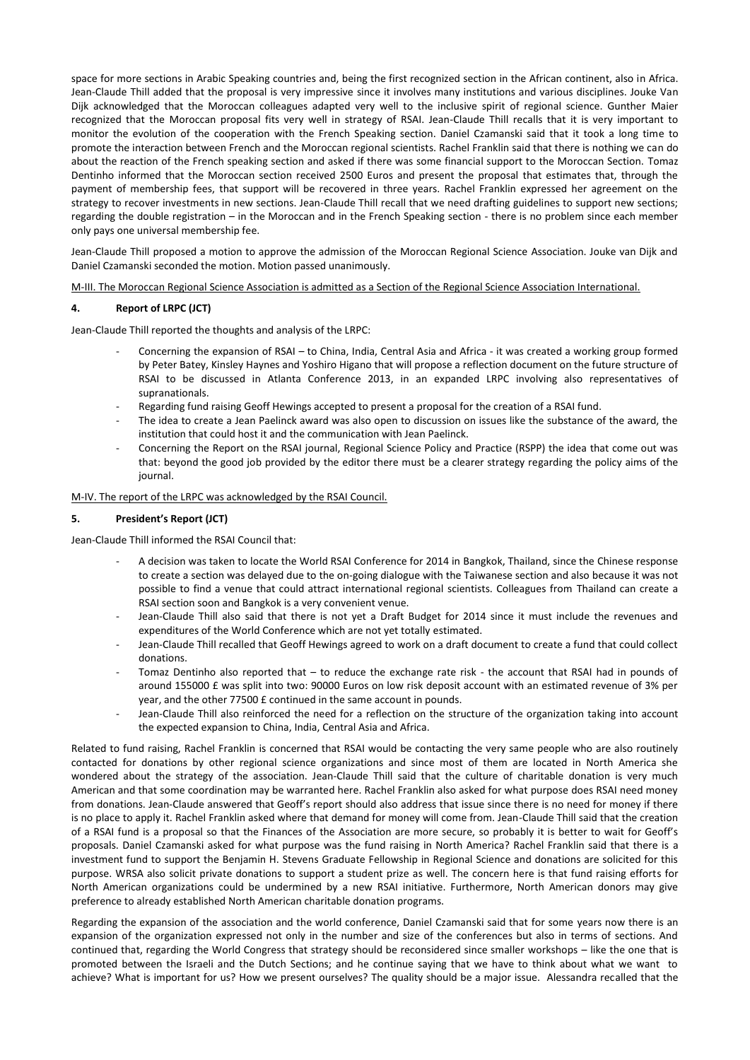space for more sections in Arabic Speaking countries and, being the first recognized section in the African continent, also in Africa. Jean-Claude Thill added that the proposal is very impressive since it involves many institutions and various disciplines. Jouke Van Dijk acknowledged that the Moroccan colleagues adapted very well to the inclusive spirit of regional science. Gunther Maier recognized that the Moroccan proposal fits very well in strategy of RSAI. Jean-Claude Thill recalls that it is very important to monitor the evolution of the cooperation with the French Speaking section. Daniel Czamanski said that it took a long time to promote the interaction between French and the Moroccan regional scientists. Rachel Franklin said that there is nothing we can do about the reaction of the French speaking section and asked if there was some financial support to the Moroccan Section. Tomaz Dentinho informed that the Moroccan section received 2500 Euros and present the proposal that estimates that, through the payment of membership fees, that support will be recovered in three years. Rachel Franklin expressed her agreement on the strategy to recover investments in new sections. Jean-Claude Thill recall that we need drafting guidelines to support new sections; regarding the double registration – in the Moroccan and in the French Speaking section - there is no problem since each member only pays one universal membership fee.

Jean-Claude Thill proposed a motion to approve the admission of the Moroccan Regional Science Association. Jouke van Dijk and Daniel Czamanski seconded the motion. Motion passed unanimously.

M-III. The Moroccan Regional Science Association is admitted as a Section of the Regional Science Association International.

## 4. Report of LRPC (JCT)

Jean-Claude Thill reported the thoughts and analysis of the LRPC:

- Concerning the expansion of RSAI – to China, India, Central Asia and Africa - it was created a working group formed by Peter Batey, Kinsley Haynes and Yoshiro Higano that will propose a reflection document on the future structure of RSAI to be discussed in Atlanta Conference 2013, in an expanded LRPC involving also representatives of supranationals.
- Regarding fund raising Geoff Hewings accepted to present a proposal for the creation of a RSAI fund.
- The idea to create a Jean Paelinck award was also open to discussion on issues like the substance of the award, the institution that could host it and the communication with Jean Paelinck.
- Concerning the Report on the RSAI journal, Regional Science Policy and Practice (RSPP) the idea that come out was that: beyond the good job provided by the editor there must be a clearer strategy regarding the policy aims of the journal.

M-IV. The report of the LRPC was acknowledged by the RSAI Council.

## 5. President's Report (JCT)

Jean-Claude Thill informed the RSAI Council that:

- A decision was taken to locate the World RSAI Conference for 2014 in Bangkok, Thailand, since the Chinese response to create a section was delayed due to the on-going dialogue with the Taiwanese section and also because it was not possible to find a venue that could attract international regional scientists. Colleagues from Thailand can create a RSAI section soon and Bangkok is a very convenient venue.
- Jean-Claude Thill also said that there is not yet a Draft Budget for 2014 since it must include the revenues and expenditures of the World Conference which are not yet totally estimated.
- Jean-Claude Thill recalled that Geoff Hewings agreed to work on a draft document to create a fund that could collect donations.
- Tomaz Dentinho also reported that – to reduce the exchange rate risk - the account that RSAI had in pounds of around 155000 £ was split into two: 90000 Euros on low risk deposit account with an estimated revenue of 3% per year, and the other 77500 £ continued in the same account in pounds.
- Jean-Claude Thill also reinforced the need for a reflection on the structure of the organization taking into account the expected expansion to China, India, Central Asia and Africa.

Related to fund raising, Rachel Franklin is concerned that RSAI would be contacting the very same people who are also routinely contacted for donations by other regional science organizations and since most of them are located in North America she wondered about the strategy of the association. Jean-Claude Thill said that the culture of charitable donation is very much American and that some coordination may be warranted here. Rachel Franklin also asked for what purpose does RSAI need money from donations. Jean-Claude answered that Geoff's report should also address that issue since there is no need for money if there is no place to apply it. Rachel Franklin asked where that demand for money will come from. Jean-Claude Thill said that the creation of a RSAI fund is a proposal so that the Finances of the Association are more secure, so probably it is better to wait for Geoff's proposals. Daniel Czamanski asked for what purpose was the fund raising in North America? Rachel Franklin said that there is a investment fund to support the Benjamin H. Stevens Graduate Fellowship in Regional Science and donations are solicited for this purpose. WRSA also solicit private donations to support a student prize as well. The concern here is that fund raising efforts for North American organizations could be undermined by a new RSAI initiative. Furthermore, North American donors may give preference to already established North American charitable donation programs.

Regarding the expansion of the association and the world conference, Daniel Czamanski said that for some years now there is an expansion of the organization expressed not only in the number and size of the conferences but also in terms of sections. And continued that, regarding the World Congress that strategy should be reconsidered since smaller workshops – like the one that is promoted between the Israeli and the Dutch Sections; and he continue saying that we have to think about what we want to achieve? What is important for us? How we present ourselves? The quality should be a major issue. Alessandra recalled that the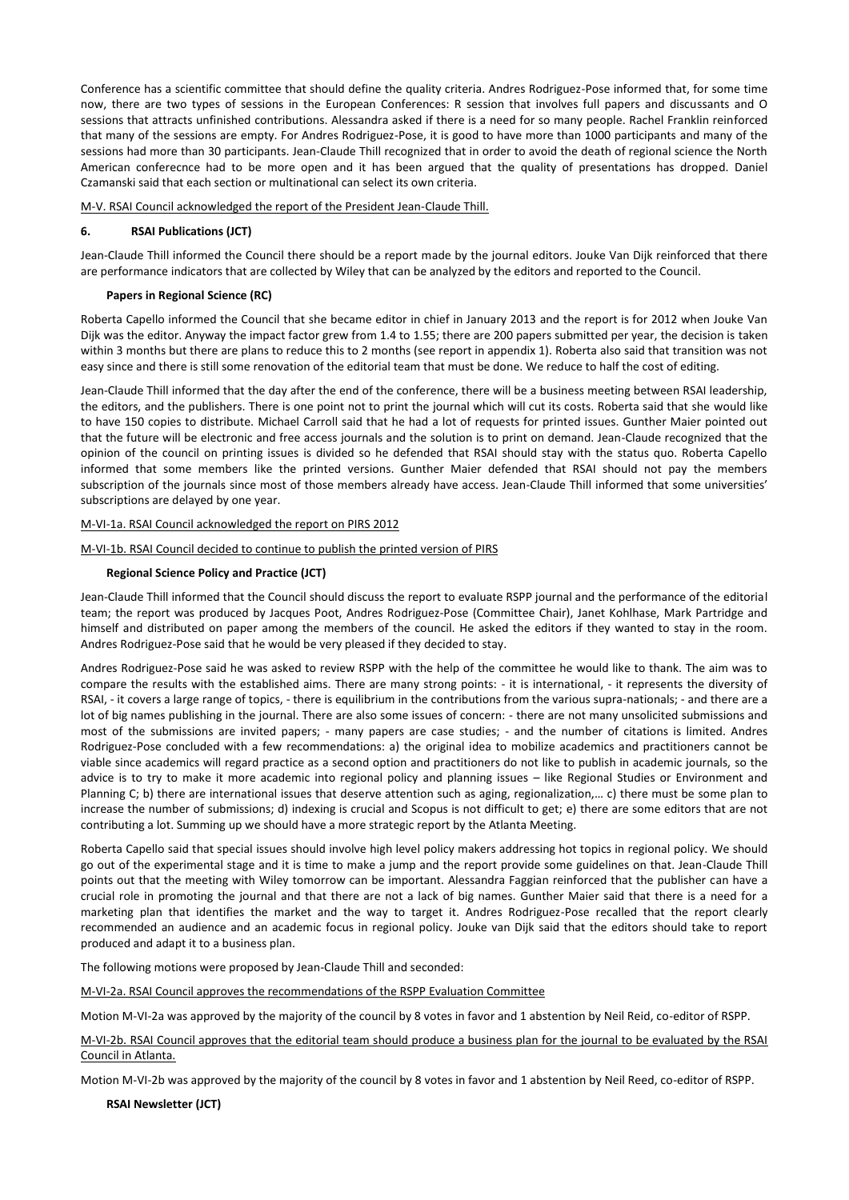Conference has a scientific committee that should define the quality criteria. Andres Rodriguez-Pose informed that, for some time now, there are two types of sessions in the European Conferences: R session that involves full papers and discussants and O sessions that attracts unfinished contributions. Alessandra asked if there is a need for so many people. Rachel Franklin reinforced that many of the sessions are empty. For Andres Rodriguez-Pose, it is good to have more than 1000 participants and many of the sessions had more than 30 participants. Jean-Claude Thill recognized that in order to avoid the death of regional science the North American conferecnce had to be more open and it has been argued that the quality of presentations has dropped. Daniel Czamanski said that each section or multinational can select its own criteria.

M-V. RSAI Council acknowledged the report of the President Jean-Claude Thill.

## 6. RSAI Publications (JCT)

Jean-Claude Thill informed the Council there should be a report made by the journal editors. Jouke Van Dijk reinforced that there are performance indicators that are collected by Wiley that can be analyzed by the editors and reported to the Council.

### Papers in Regional Science (RC)

Roberta Capello informed the Council that she became editor in chief in January 2013 and the report is for 2012 when Jouke Van Dijk was the editor. Anyway the impact factor grew from 1.4 to 1.55; there are 200 papers submitted per year, the decision is taken within 3 months but there are plans to reduce this to 2 months (see report in appendix 1). Roberta also said that transition was not easy since and there is still some renovation of the editorial team that must be done. We reduce to half the cost of editing.

Jean-Claude Thill informed that the day after the end of the conference, there will be a business meeting between RSAI leadership, the editors, and the publishers. There is one point not to print the journal which will cut its costs. Roberta said that she would like to have 150 copies to distribute. Michael Carroll said that he had a lot of requests for printed issues. Gunther Maier pointed out that the future will be electronic and free access journals and the solution is to print on demand. Jean-Claude recognized that the opinion of the council on printing issues is divided so he defended that RSAI should stay with the status quo. Roberta Capello informed that some members like the printed versions. Gunther Maier defended that RSAI should not pay the members subscription of the journals since most of those members already have access. Jean-Claude Thill informed that some universities' subscriptions are delayed by one year.

M-VI-1a. RSAI Council acknowledged the report on PIRS 2012

M-VI-1b. RSAI Council decided to continue to publish the printed version of PIRS

### Regional Science Policy and Practice (JCT)

Jean-Claude Thill informed that the Council should discuss the report to evaluate RSPP journal and the performance of the editorial team; the report was produced by Jacques Poot, Andres Rodriguez-Pose (Committee Chair), Janet Kohlhase, Mark Partridge and himself and distributed on paper among the members of the council. He asked the editors if they wanted to stay in the room. Andres Rodriguez-Pose said that he would be very pleased if they decided to stay.

Andres Rodriguez-Pose said he was asked to review RSPP with the help of the committee he would like to thank. The aim was to compare the results with the established aims. There are many strong points: - it is international, - it represents the diversity of RSAI, - it covers a large range of topics, - there is equilibrium in the contributions from the various supra-nationals; - and there are a lot of big names publishing in the journal. There are also some issues of concern: - there are not many unsolicited submissions and most of the submissions are invited papers; - many papers are case studies; - and the number of citations is limited. Andres Rodriguez-Pose concluded with a few recommendations: a) the original idea to mobilize academics and practitioners cannot be viable since academics will regard practice as a second option and practitioners do not like to publish in academic journals, so the advice is to try to make it more academic into regional policy and planning issues – like Regional Studies or Environment and Planning C; b) there are international issues that deserve attention such as aging, regionalization,… c) there must be some plan to increase the number of submissions; d) indexing is crucial and Scopus is not difficult to get; e) there are some editors that are not contributing a lot. Summing up we should have a more strategic report by the Atlanta Meeting.

Roberta Capello said that special issues should involve high level policy makers addressing hot topics in regional policy. We should go out of the experimental stage and it is time to make a jump and the report provide some guidelines on that. Jean-Claude Thill points out that the meeting with Wiley tomorrow can be important. Alessandra Faggian reinforced that the publisher can have a crucial role in promoting the journal and that there are not a lack of big names. Gunther Maier said that there is a need for a marketing plan that identifies the market and the way to target it. Andres Rodriguez-Pose recalled that the report clearly recommended an audience and an academic focus in regional policy. Jouke van Dijk said that the editors should take to report produced and adapt it to a business plan.

The following motions were proposed by Jean-Claude Thill and seconded:

M-VI-2a. RSAI Council approves the recommendations of the RSPP Evaluation Committee

Motion M-VI-2a was approved by the majority of the council by 8 votes in favor and 1 abstention by Neil Reid, co-editor of RSPP.

M-VI-2b. RSAI Council approves that the editorial team should produce a business plan for the journal to be evaluated by the RSAI Council in Atlanta.

Motion M-VI-2b was approved by the majority of the council by 8 votes in favor and 1 abstention by Neil Reed, co-editor of RSPP.

### RSAI Newsletter (JCT)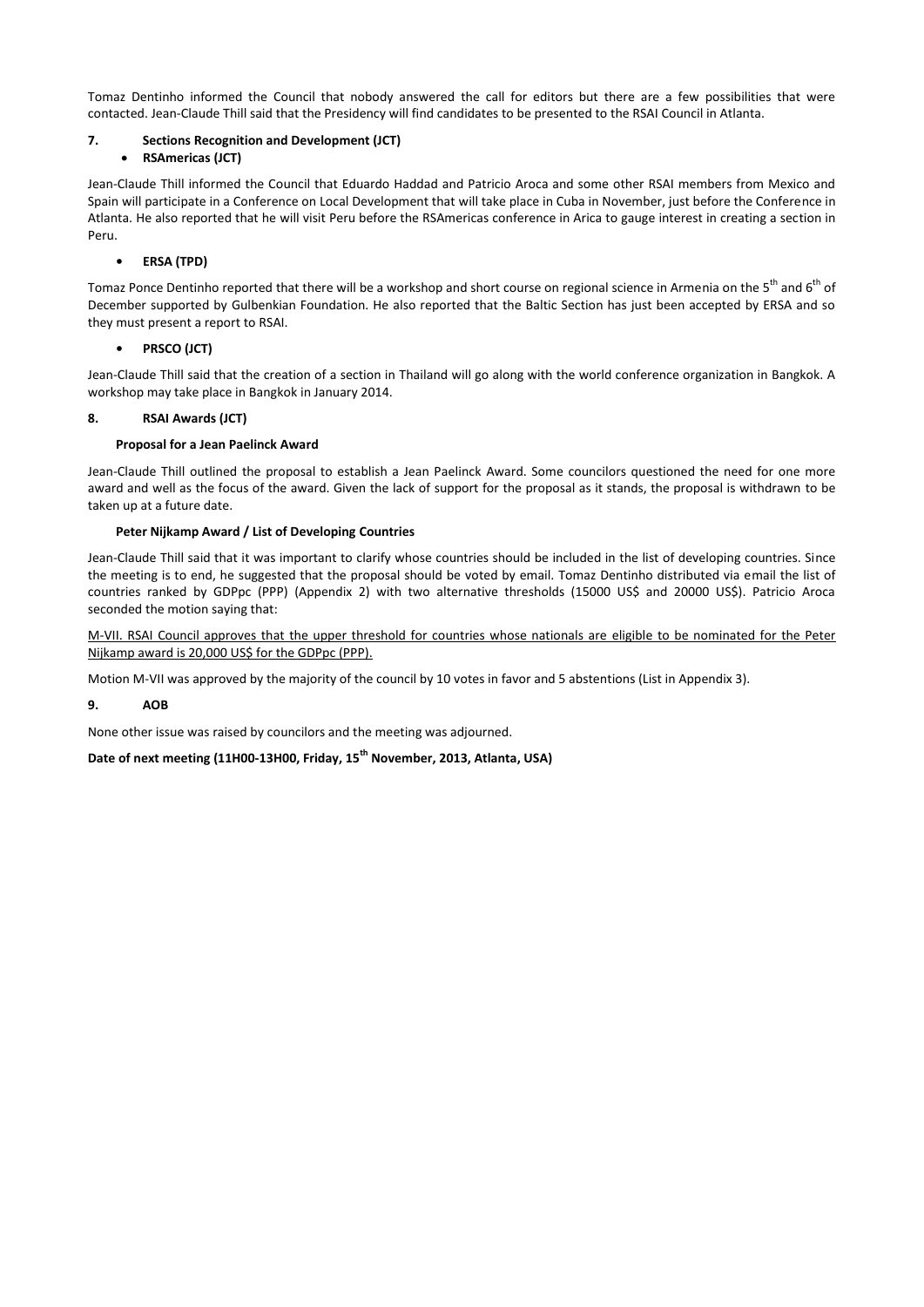Tomaz Dentinho informed the Council that nobody answered the call for editors but there are a few possibilities that were contacted. Jean-Claude Thill said that the Presidency will find candidates to be presented to the RSAI Council in Atlanta.

### 7. Sections Recognition and Development (JCT)

- **RSAmericas (JCT)**

Jean-Claude Thill informed the Council that Eduardo Haddad and Patricio Aroca and some other RSAI members from Mexico and Spain will participate in a Conference on Local Development that will take place in Cuba in November, just before the Conference in Atlanta. He also reported that he will visit Peru before the RSAmericas conference in Arica to gauge interest in creating a section in Peru.

- **ERSA (TPD)**

Tomaz Ponce Dentinho reported that there will be a workshop and short course on regional science in Armenia on the 5th and 6th of December supported by Gulbenkian Foundation. He also reported that the Baltic Section has just been accepted by ERSA and so they must present a report to RSAI.

- **PRSCO (JCT)**

Jean-Claude Thill said that the creation of a section in Thailand will go along with the world conference organization in Bangkok. A workshop may take place in Bangkok in January 2014.

### 8. RSAI Awards (JCT)

**Proposal for a Jean Paelinck Award**

Jean-Claude Thill outlined the proposal to establish a Jean Paelinck Award. Some councilors questioned the need for one more award and well as the focus of the award. Given the lack of support for the proposal as it stands, the proposal is withdrawn to be taken up at a future date.

**Peter Nijkamp Award / List of Developing Countries**

Jean-Claude Thill said that it was important to clarify whose countries should be included in the list of developing countries. Since the meeting is to end, he suggested that the proposal should be voted by email. Tomaz Dentinho distributed via email the list of countries ranked by GDPpc (PPP) (Appendix 2) with two alternative thresholds (15000 US$ and 20000 US$). Patricio Aroca seconded the motion saying that:

M-VII. RSAI Council approves that the upper threshold for countries whose nationals are eligible to be nominated for the Peter Nijkamp award is 20,000 US$ for the GDPpc (PPP).

Motion M-VII was approved by the majority of the council by 10 votes in favor and 5 abstentions (List in Appendix 3).

### 9. AOB

None other issue was raised by councilors and the meeting was adjourned.

**Date of next meeting (11H00-13H00, Friday, 15th November, 2013, Atlanta, USA)**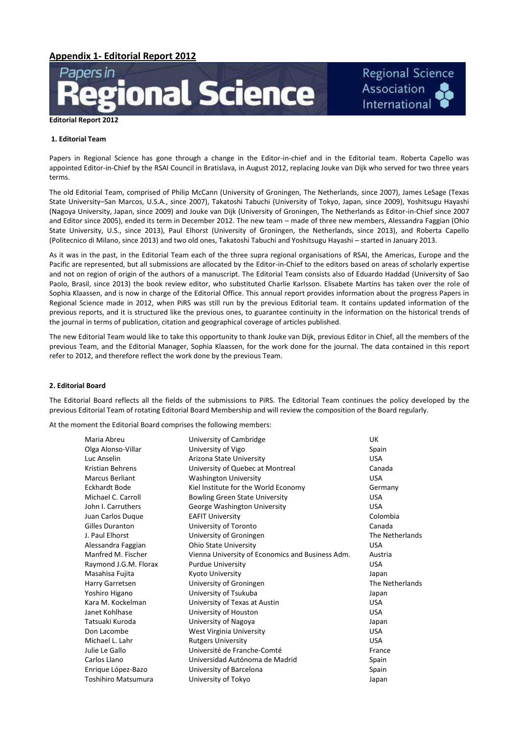## Appendix 1- Editorial Report 2012

Papers in Regional Science — Regional Science Association International

**Editorial Report 2012**

### 1. Editorial Team

Papers in Regional Science has gone through a change in the Editor-in-chief and in the Editorial team. Roberta Capello was appointed Editor-in-Chief by the RSAI Council in Bratislava, in August 2012, replacing Jouke van Dijk who served for two three years terms.

The old Editorial Team, comprised of Philip McCann (University of Groningen, The Netherlands, since 2007), James LeSage (Texas State University–San Marcos, U.S.A., since 2007), Takatoshi Tabuchi (University of Tokyo, Japan, since 2009), Yoshitsugu Hayashi (Nagoya University, Japan, since 2009) and Jouke van Dijk (University of Groningen, The Netherlands as Editor-in-Chief since 2007 and Editor since 2005), ended its term in December 2012. The new team – made of three new members, Alessandra Faggian (Ohio State University, U.S., since 2013), Paul Elhorst (University of Groningen, the Netherlands, since 2013), and Roberta Capello (Politecnico di Milano, since 2013) and two old ones, Takatoshi Tabuchi and Yoshitsugu Hayashi – started in January 2013.

As it was in the past, in the Editorial Team each of the three supra regional organisations of RSAI, the Americas, Europe and the Pacific are represented, but all submissions are allocated by the Editor-in-Chief to the editors based on areas of scholarly expertise and not on region of origin of the authors of a manuscript. The Editorial Team consists also of Eduardo Haddad (University of Sao Paolo, Brasil, since 2013) the book review editor, who substituted Charlie Karlsson. Elisabete Martins has taken over the role of Sophia Klaassen, and is now in charge of the Editorial Office. This annual report provides information about the progress Papers in Regional Science made in 2012, when PiRS was still run by the previous Editorial team. It contains updated information of the previous reports, and it is structured like the previous ones, to guarantee continuity in the information on the historical trends of the journal in terms of publication, citation and geographical coverage of articles published.

The new Editorial Team would like to take this opportunity to thank Jouke van Dijk, previous Editor in Chief, all the members of the previous Team, and the Editorial Manager, Sophia Klaassen, for the work done for the journal. The data contained in this report refer to 2012, and therefore reflect the work done by the previous Team.

### 2. Editorial Board

The Editorial Board reflects all the fields of the submissions to PiRS. The Editorial Team continues the policy developed by the previous Editorial Team of rotating Editorial Board Membership and will review the composition of the Board regularly.

At the moment the Editorial Board comprises the following members:

| | | |
|---|---|---|
| Maria Abreu | University of Cambridge | UK |
| Olga Alonso-Villar | University of Vigo | Spain |
| Luc Anselin | Arizona State University | USA |
| Kristian Behrens | University of Quebec at Montreal | Canada |
| Marcus Berliant | Washington University | USA |
| Eckhardt Bode | Kiel Institute for the World Economy | Germany |
| Michael C. Carroll | Bowling Green State University | USA |
| John I. Carruthers | George Washington University | USA |
| Juan Carlos Duque | EAFIT University | Colombia |
| Gilles Duranton | University of Toronto | Canada |
| J. Paul Elhorst | University of Groningen | The Netherlands |
| Alessandra Faggian | Ohio State University | USA |
| Manfred M. Fischer | Vienna University of Economics and Business Adm. | Austria |
| Raymond J.G.M. Florax | Purdue University | USA |
| Masahisa Fujita | Kyoto University | Japan |
| Harry Garretsen | University of Groningen | The Netherlands |
| Yoshiro Higano | University of Tsukuba | Japan |
| Kara M. Kockelman | University of Texas at Austin | USA |
| Janet Kohlhase | University of Houston | USA |
| Tatsuaki Kuroda | University of Nagoya | Japan |
| Don Lacombe | West Virginia University | USA |
| Michael L. Lahr | Rutgers University | USA |
| Julie Le Gallo | Université de Franche-Comté | France |
| Carlos Llano | Universidad Autónoma de Madrid | Spain |
| Enrique López-Bazo | University of Barcelona | Spain |
| Toshihiro Matsumura | University of Tokyo | Japan |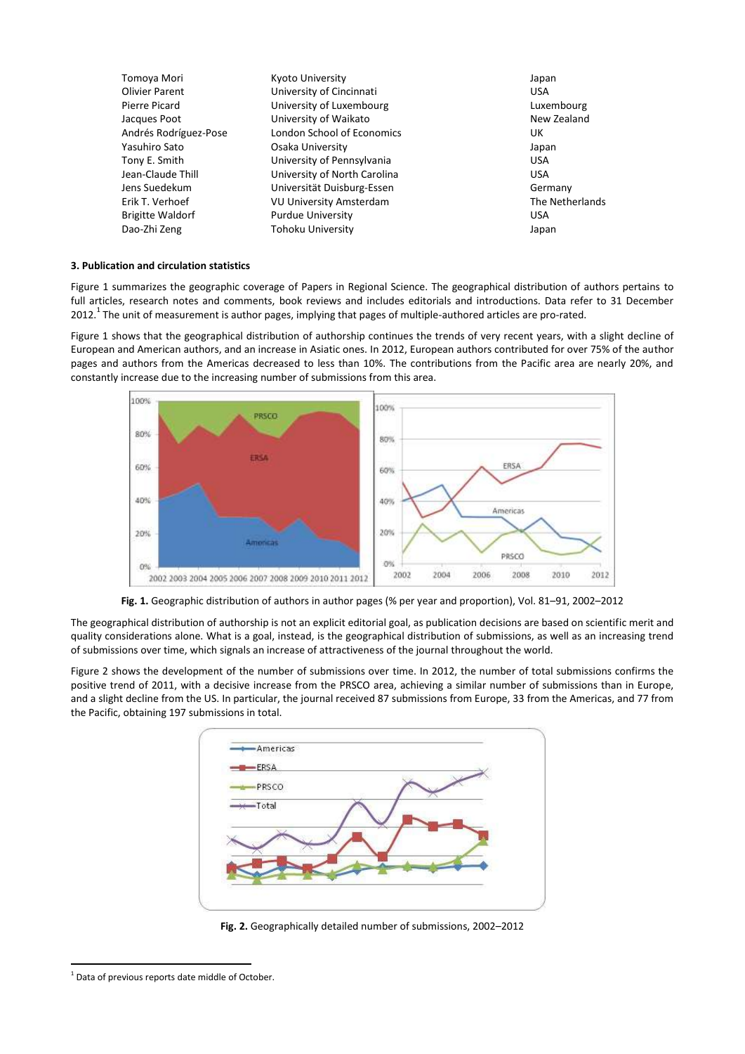| | | |
|---|---|---|
| Tomoya Mori | Kyoto University | Japan |
| Olivier Parent | University of Cincinnati | USA |
| Pierre Picard | University of Luxembourg | Luxembourg |
| Jacques Poot | University of Waikato | New Zealand |
| Andrés Rodríguez-Pose | London School of Economics | UK |
| Yasuhiro Sato | Osaka University | Japan |
| Tony E. Smith | University of Pennsylvania | USA |
| Jean-Claude Thill | University of North Carolina | USA |
| Jens Suedekum | Universität Duisburg-Essen | Germany |
| Erik T. Verhoef | VU University Amsterdam | The Netherlands |
| Brigitte Waldorf | Purdue University | USA |
| Dao-Zhi Zeng | Tohoku University | Japan |

### 3. Publication and circulation statistics

Figure 1 summarizes the geographic coverage of Papers in Regional Science. The geographical distribution of authors pertains to full articles, research notes and comments, book reviews and includes editorials and introductions. Data refer to 31 December 2012.[1] The unit of measurement is author pages, implying that pages of multiple-authored articles are pro-rated.

Figure 1 shows that the geographical distribution of authorship continues the trends of very recent years, with a slight decline of European and American authors, and an increase in Asiatic ones. In 2012, European authors contributed for over 75% of the author pages and authors from the Americas decreased to less than 10%. The contributions from the Pacific area are nearly 20%, and constantly increase due to the increasing number of submissions from this area.

**Fig. 1.** Geographic distribution of authors in author pages (% per year and proportion), Vol. 81–91, 2002–2012

The geographical distribution of authorship is not an explicit editorial goal, as publication decisions are based on scientific merit and quality considerations alone. What is a goal, instead, is the geographical distribution of submissions, as well as an increasing trend of submissions over time, which signals an increase of attractiveness of the journal throughout the world.

Figure 2 shows the development of the number of submissions over time. In 2012, the number of total submissions confirms the positive trend of 2011, with a decisive increase from the PRSCO area, achieving a similar number of submissions than in Europe, and a slight decline from the US. In particular, the journal received 87 submissions from Europe, 33 from the Americas, and 77 from the Pacific, obtaining 197 submissions in total.

**Fig. 2.** Geographically detailed number of submissions, 2002–2012

[1] Data of previous reports date middle of October.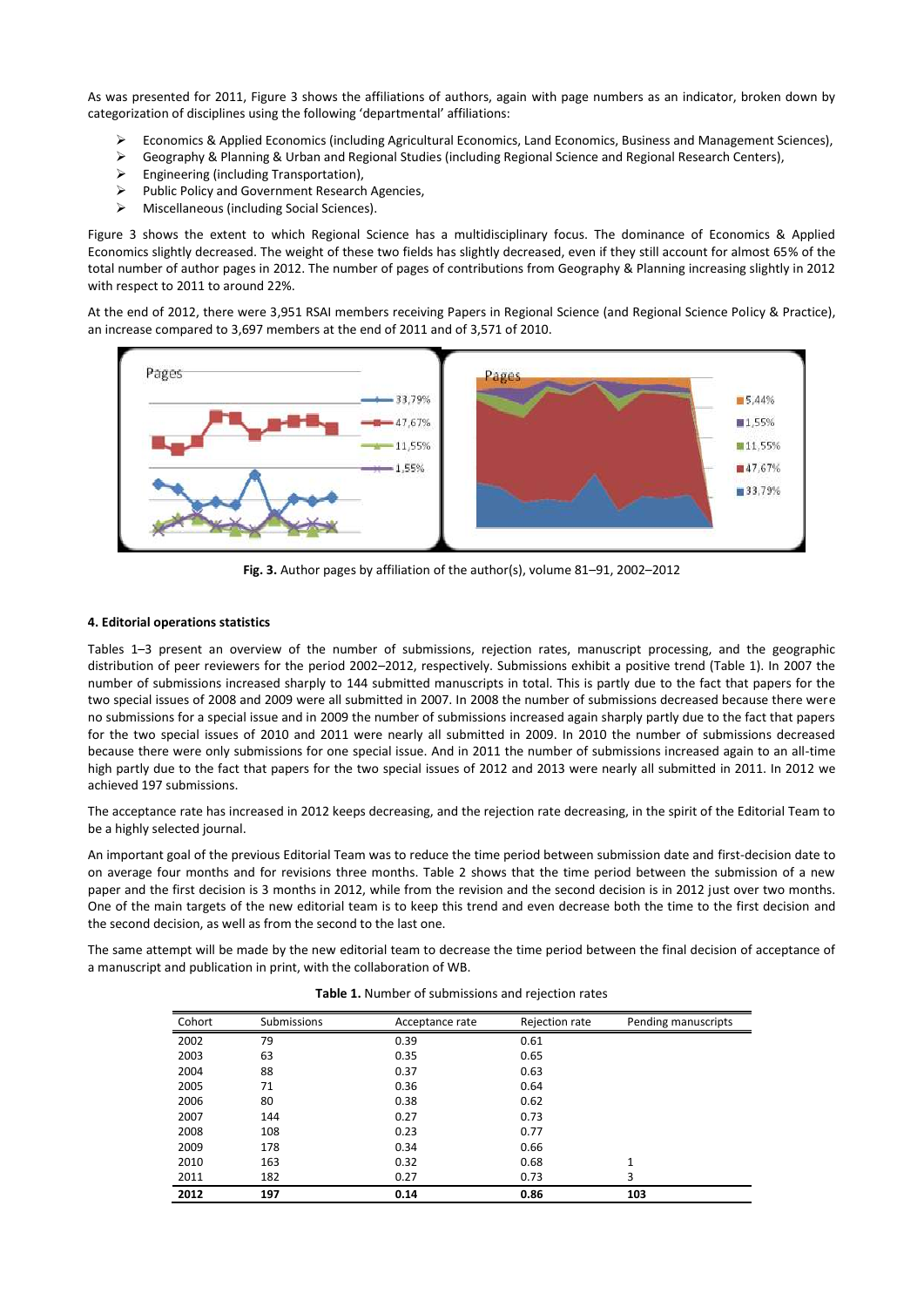As was presented for 2011, Figure 3 shows the affiliations of authors, again with page numbers as an indicator, broken down by categorization of disciplines using the following 'departmental' affiliations:

- Economics & Applied Economics (including Agricultural Economics, Land Economics, Business and Management Sciences),
- Geography & Planning & Urban and Regional Studies (including Regional Science and Regional Research Centers),
- Engineering (including Transportation),
- Public Policy and Government Research Agencies,
- Miscellaneous (including Social Sciences).

Figure 3 shows the extent to which Regional Science has a multidisciplinary focus. The dominance of Economics & Applied Economics slightly decreased. The weight of these two fields has slightly decreased, even if they still account for almost 65% of the total number of author pages in 2012. The number of pages of contributions from Geography & Planning increasing slightly in 2012 with respect to 2011 to around 22%.

At the end of 2012, there were 3,951 RSAI members receiving Papers in Regional Science (and Regional Science Policy & Practice), an increase compared to 3,697 members at the end of 2011 and of 3,571 of 2010.

**Fig. 3.** Author pages by affiliation of the author(s), volume 81–91, 2002–2012

#### 4. Editorial operations statistics

Tables 1–3 present an overview of the number of submissions, rejection rates, manuscript processing, and the geographic distribution of peer reviewers for the period 2002–2012, respectively. Submissions exhibit a positive trend (Table 1). In 2007 the number of submissions increased sharply to 144 submitted manuscripts in total. This is partly due to the fact that papers for the two special issues of 2008 and 2009 were all submitted in 2007. In 2008 the number of submissions decreased because there were no submissions for a special issue and in 2009 the number of submissions increased again sharply partly due to the fact that papers for the two special issues of 2010 and 2011 were nearly all submitted in 2009. In 2010 the number of submissions decreased because there were only submissions for one special issue. And in 2011 the number of submissions increased again to an all-time high partly due to the fact that papers for the two special issues of 2012 and 2013 were nearly all submitted in 2011. In 2012 we achieved 197 submissions.

The acceptance rate has increased in 2012 keeps decreasing, and the rejection rate decreasing, in the spirit of the Editorial Team to be a highly selected journal.

An important goal of the previous Editorial Team was to reduce the time period between submission date and first-decision date to on average four months and for revisions three months. Table 2 shows that the time period between the submission of a new paper and the first decision is 3 months in 2012, while from the revision and the second decision is in 2012 just over two months. One of the main targets of the new editorial team is to keep this trend and even decrease both the time to the first decision and the second decision, as well as from the second to the last one.

The same attempt will be made by the new editorial team to decrease the time period between the final decision of acceptance of a manuscript and publication in print, with the collaboration of WB.

**Table 1.** Number of submissions and rejection rates

| Cohort | Submissions | Acceptance rate | Rejection rate | Pending manuscripts |
|---|---|---|---|---|
| 2002 | 79 | 0.39 | 0.61 | |
| 2003 | 63 | 0.35 | 0.65 | |
| 2004 | 88 | 0.37 | 0.63 | |
| 2005 | 71 | 0.36 | 0.64 | |
| 2006 | 80 | 0.38 | 0.62 | |
| 2007 | 144 | 0.27 | 0.73 | |
| 2008 | 108 | 0.23 | 0.77 | |
| 2009 | 178 | 0.34 | 0.66 | |
| 2010 | 163 | 0.32 | 0.68 | 1 |
| 2011 | 182 | 0.27 | 0.73 | 3 |
| **2012** | **197** | **0.14** | **0.86** | **103** |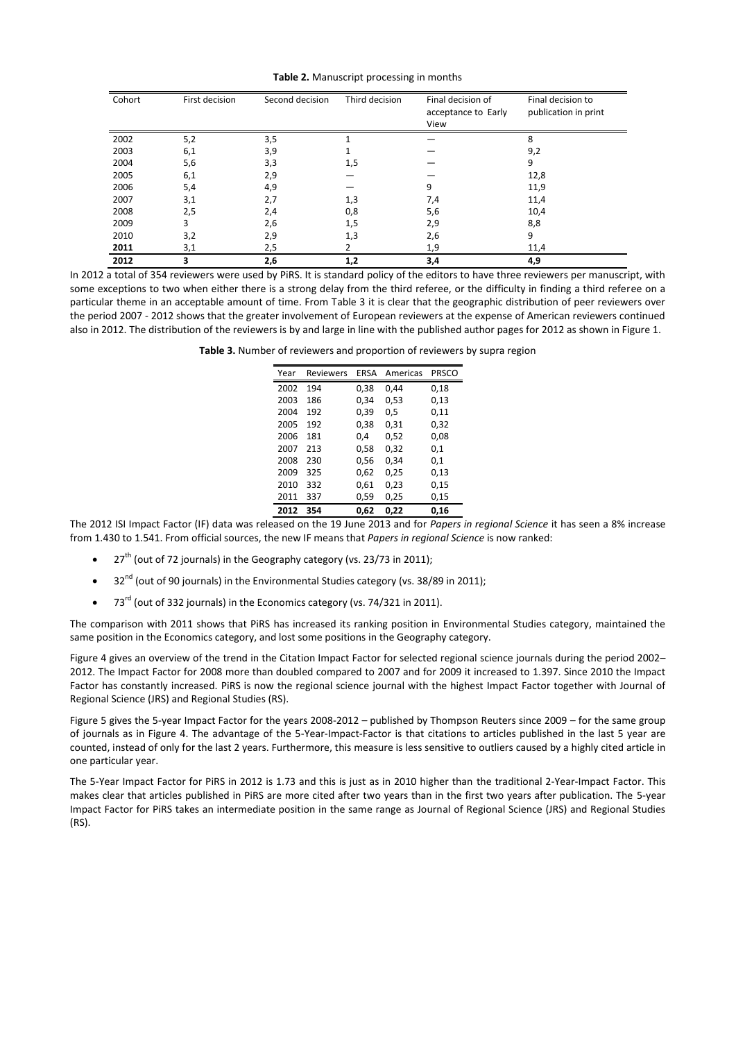**Table 2.** Manuscript processing in months

| Cohort | First decision | Second decision | Third decision | Final decision of acceptance to Early View | Final decision to publication in print |
|---|---|---|---|---|---|
| 2002 | 5,2 | 3,5 | 1 | — | 8 |
| 2003 | 6,1 | 3,9 | 1 | — | 9,2 |
| 2004 | 5,6 | 3,3 | 1,5 | — | 9 |
| 2005 | 6,1 | 2,9 | — | — | 12,8 |
| 2006 | 5,4 | 4,9 | — | 9 | 11,9 |
| 2007 | 3,1 | 2,7 | 1,3 | 7,4 | 11,4 |
| 2008 | 2,5 | 2,4 | 0,8 | 5,6 | 10,4 |
| 2009 | 3 | 2,6 | 1,5 | 2,9 | 8,8 |
| 2010 | 3,2 | 2,9 | 1,3 | 2,6 | 9 |
| **2011** | 3,1 | 2,5 | 2 | 1,9 | 11,4 |
| **2012** | **3** | **2,6** | **1,2** | **3,4** | **4,9** |

In 2012 a total of 354 reviewers were used by PiRS. It is standard policy of the editors to have three reviewers per manuscript, with some exceptions to two when either there is a strong delay from the third referee, or the difficulty in finding a third referee on a particular theme in an acceptable amount of time. From Table 3 it is clear that the geographic distribution of peer reviewers over the period 2007 - 2012 shows that the greater involvement of European reviewers at the expense of American reviewers continued also in 2012. The distribution of the reviewers is by and large in line with the published author pages for 2012 as shown in Figure 1.

**Table 3.** Number of reviewers and proportion of reviewers by supra region

| Year | Reviewers | ERSA | Americas | PRSCO |
|---|---|---|---|---|
| 2002 | 194 | 0,38 | 0,44 | 0,18 |
| 2003 | 186 | 0,34 | 0,53 | 0,13 |
| 2004 | 192 | 0,39 | 0,5 | 0,11 |
| 2005 | 192 | 0,38 | 0,31 | 0,32 |
| 2006 | 181 | 0,4 | 0,52 | 0,08 |
| 2007 | 213 | 0,58 | 0,32 | 0,1 |
| 2008 | 230 | 0,56 | 0,34 | 0,1 |
| 2009 | 325 | 0,62 | 0,25 | 0,13 |
| 2010 | 332 | 0,61 | 0,23 | 0,15 |
| 2011 | 337 | 0,59 | 0,25 | 0,15 |
| **2012** | **354** | **0,62** | **0,22** | **0,16** |

The 2012 ISI Impact Factor (IF) data was released on the 19 June 2013 and for *Papers in regional Science* it has seen a 8% increase from 1.430 to 1.541. From official sources, the new IF means that *Papers in regional Science* is now ranked:

- 27th (out of 72 journals) in the Geography category (vs. 23/73 in 2011);
- 32nd (out of 90 journals) in the Environmental Studies category (vs. 38/89 in 2011);
- 73rd (out of 332 journals) in the Economics category (vs. 74/321 in 2011).

The comparison with 2011 shows that PiRS has increased its ranking position in Environmental Studies category, maintained the same position in the Economics category, and lost some positions in the Geography category.

Figure 4 gives an overview of the trend in the Citation Impact Factor for selected regional science journals during the period 2002–2012. The Impact Factor for 2008 more than doubled compared to 2007 and for 2009 it increased to 1.397. Since 2010 the Impact Factor has constantly increased. PiRS is now the regional science journal with the highest Impact Factor together with Journal of Regional Science (JRS) and Regional Studies (RS).

Figure 5 gives the 5-year Impact Factor for the years 2008-2012 – published by Thompson Reuters since 2009 – for the same group of journals as in Figure 4. The advantage of the 5-Year-Impact-Factor is that citations to articles published in the last 5 year are counted, instead of only for the last 2 years. Furthermore, this measure is less sensitive to outliers caused by a highly cited article in one particular year.

The 5-Year Impact Factor for PiRS in 2012 is 1.73 and this is just as in 2010 higher than the traditional 2-Year-Impact Factor. This makes clear that articles published in PiRS are more cited after two years than in the first two years after publication. The 5-year Impact Factor for PiRS takes an intermediate position in the same range as Journal of Regional Science (JRS) and Regional Studies (RS).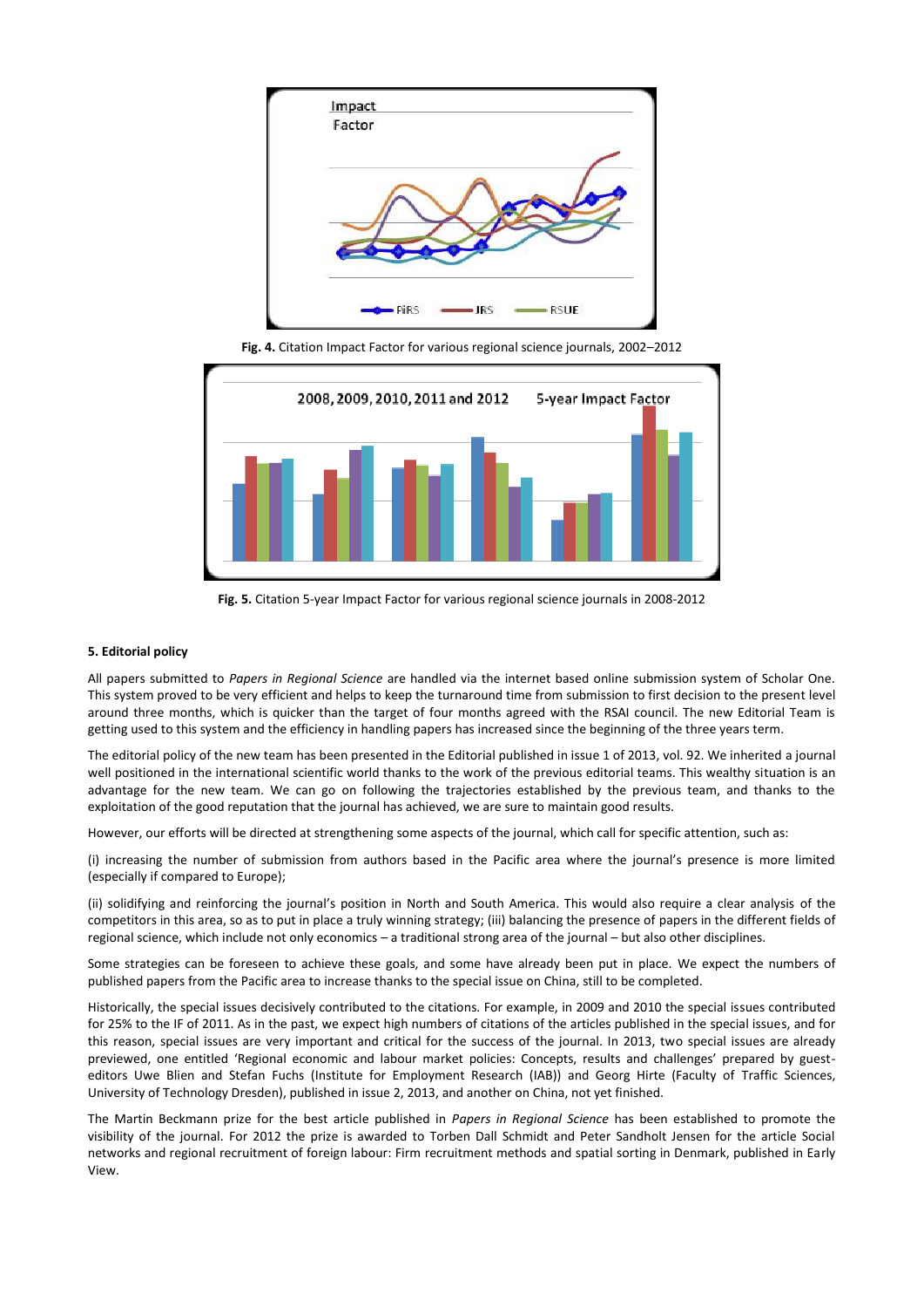**Fig. 4.** Citation Impact Factor for various regional science journals, 2002–2012

**Fig. 5.** Citation 5-year Impact Factor for various regional science journals in 2008-2012

### 5. Editorial policy

All papers submitted to *Papers in Regional Science* are handled via the internet based online submission system of Scholar One. This system proved to be very efficient and helps to keep the turnaround time from submission to first decision to the present level around three months, which is quicker than the target of four months agreed with the RSAI council. The new Editorial Team is getting used to this system and the efficiency in handling papers has increased since the beginning of the three years term.

The editorial policy of the new team has been presented in the Editorial published in issue 1 of 2013, vol. 92. We inherited a journal well positioned in the international scientific world thanks to the work of the previous editorial teams. This wealthy situation is an advantage for the new team. We can go on following the trajectories established by the previous team, and thanks to the exploitation of the good reputation that the journal has achieved, we are sure to maintain good results.

However, our efforts will be directed at strengthening some aspects of the journal, which call for specific attention, such as:

(i) increasing the number of submission from authors based in the Pacific area where the journal's presence is more limited (especially if compared to Europe);

(ii) solidifying and reinforcing the journal's position in North and South America. This would also require a clear analysis of the competitors in this area, so as to put in place a truly winning strategy; (iii) balancing the presence of papers in the different fields of regional science, which include not only economics – a traditional strong area of the journal – but also other disciplines.

Some strategies can be foreseen to achieve these goals, and some have already been put in place. We expect the numbers of published papers from the Pacific area to increase thanks to the special issue on China, still to be completed.

Historically, the special issues decisively contributed to the citations. For example, in 2009 and 2010 the special issues contributed for 25% to the IF of 2011. As in the past, we expect high numbers of citations of the articles published in the special issues, and for this reason, special issues are very important and critical for the success of the journal. In 2013, two special issues are already previewed, one entitled 'Regional economic and labour market policies: Concepts, results and challenges' prepared by guest-editors Uwe Blien and Stefan Fuchs (Institute for Employment Research (IAB)) and Georg Hirte (Faculty of Traffic Sciences, University of Technology Dresden), published in issue 2, 2013, and another on China, not yet finished.

The Martin Beckmann prize for the best article published in *Papers in Regional Science* has been established to promote the visibility of the journal. For 2012 the prize is awarded to Torben Dall Schmidt and Peter Sandholt Jensen for the article Social networks and regional recruitment of foreign labour: Firm recruitment methods and spatial sorting in Denmark, published in Early View.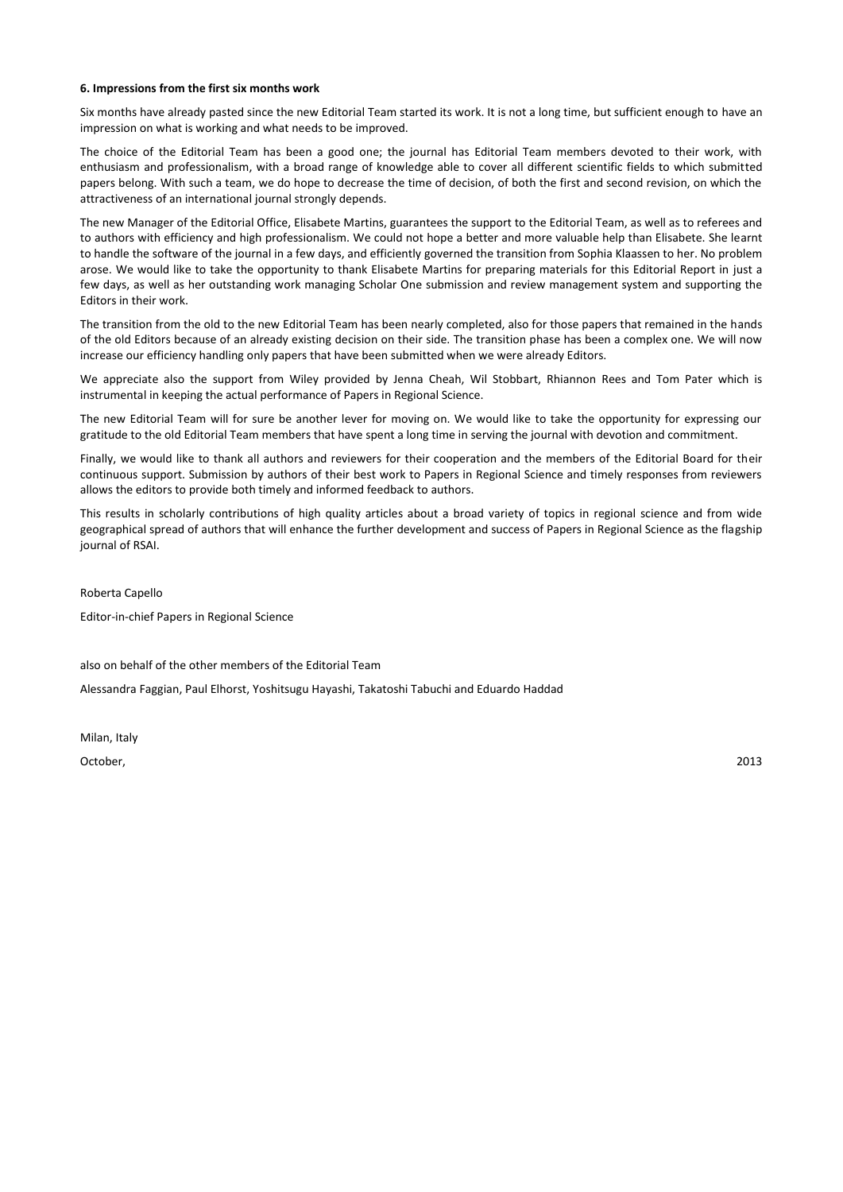**6. Impressions from the first six months work**

Six months have already pasted since the new Editorial Team started its work. It is not a long time, but sufficient enough to have an impression on what is working and what needs to be improved.

The choice of the Editorial Team has been a good one; the journal has Editorial Team members devoted to their work, with enthusiasm and professionalism, with a broad range of knowledge able to cover all different scientific fields to which submitted papers belong. With such a team, we do hope to decrease the time of decision, of both the first and second revision, on which the attractiveness of an international journal strongly depends.

The new Manager of the Editorial Office, Elisabete Martins, guarantees the support to the Editorial Team, as well as to referees and to authors with efficiency and high professionalism. We could not hope a better and more valuable help than Elisabete. She learnt to handle the software of the journal in a few days, and efficiently governed the transition from Sophia Klaassen to her. No problem arose. We would like to take the opportunity to thank Elisabete Martins for preparing materials for this Editorial Report in just a few days, as well as her outstanding work managing Scholar One submission and review management system and supporting the Editors in their work.

The transition from the old to the new Editorial Team has been nearly completed, also for those papers that remained in the hands of the old Editors because of an already existing decision on their side. The transition phase has been a complex one. We will now increase our efficiency handling only papers that have been submitted when we were already Editors.

We appreciate also the support from Wiley provided by Jenna Cheah, Wil Stobbart, Rhiannon Rees and Tom Pater which is instrumental in keeping the actual performance of Papers in Regional Science.

The new Editorial Team will for sure be another lever for moving on. We would like to take the opportunity for expressing our gratitude to the old Editorial Team members that have spent a long time in serving the journal with devotion and commitment.

Finally, we would like to thank all authors and reviewers for their cooperation and the members of the Editorial Board for their continuous support. Submission by authors of their best work to Papers in Regional Science and timely responses from reviewers allows the editors to provide both timely and informed feedback to authors.

This results in scholarly contributions of high quality articles about a broad variety of topics in regional science and from wide geographical spread of authors that will enhance the further development and success of Papers in Regional Science as the flagship journal of RSAI.

Roberta Capello

Editor-in-chief Papers in Regional Science

also on behalf of the other members of the Editorial Team

Alessandra Faggian, Paul Elhorst, Yoshitsugu Hayashi, Takatoshi Tabuchi and Eduardo Haddad

Milan, Italy

October, 2013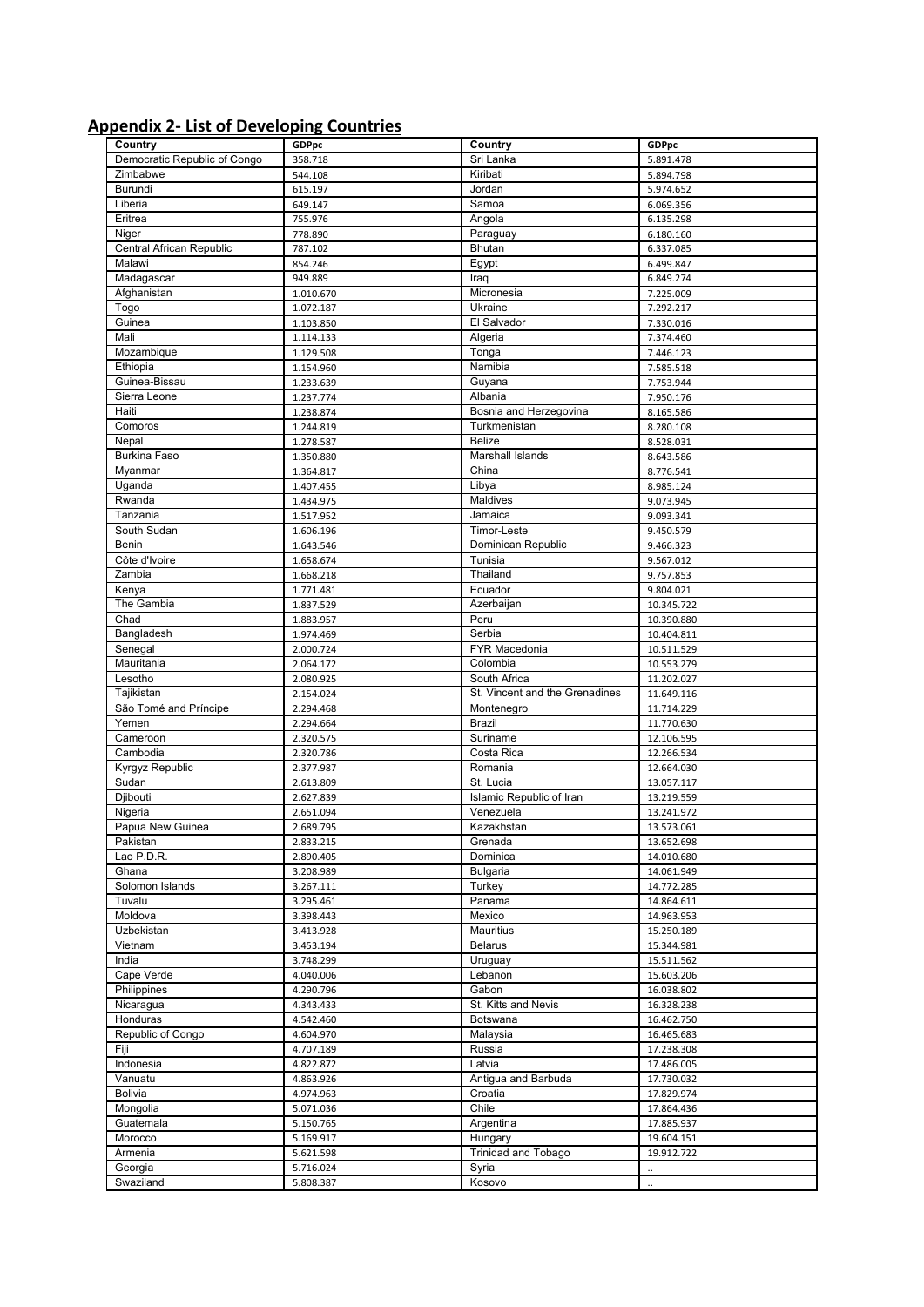## Appendix 2- List of Developing Countries

| Country | GDPpc | Country | GDPpc |
|---|---|---|---|
| Democratic Republic of Congo | 358.718 | Sri Lanka | 5.891.478 |
| Zimbabwe | 544.108 | Kiribati | 5.894.798 |
| Burundi | 615.197 | Jordan | 5.974.652 |
| Liberia | 649.147 | Samoa | 6.069.356 |
| Eritrea | 755.976 | Angola | 6.135.298 |
| Niger | 778.890 | Paraguay | 6.180.160 |
| Central African Republic | 787.102 | Bhutan | 6.337.085 |
| Malawi | 854.246 | Egypt | 6.499.847 |
| Madagascar | 949.889 | Iraq | 6.849.274 |
| Afghanistan | 1.010.670 | Micronesia | 7.225.009 |
| Togo | 1.072.187 | Ukraine | 7.292.217 |
| Guinea | 1.103.850 | El Salvador | 7.330.016 |
| Mali | 1.114.133 | Algeria | 7.374.460 |
| Mozambique | 1.129.508 | Tonga | 7.446.123 |
| Ethiopia | 1.154.960 | Namibia | 7.585.518 |
| Guinea-Bissau | 1.233.639 | Guyana | 7.753.944 |
| Sierra Leone | 1.237.774 | Albania | 7.950.176 |
| Haiti | 1.238.874 | Bosnia and Herzegovina | 8.165.586 |
| Comoros | 1.244.819 | Turkmenistan | 8.280.108 |
| Nepal | 1.278.587 | Belize | 8.528.031 |
| Burkina Faso | 1.350.880 | Marshall Islands | 8.643.586 |
| Myanmar | 1.364.817 | China | 8.776.541 |
| Uganda | 1.407.455 | Libya | 8.985.124 |
| Rwanda | 1.434.975 | Maldives | 9.073.945 |
| Tanzania | 1.517.952 | Jamaica | 9.093.341 |
| South Sudan | 1.606.196 | Timor-Leste | 9.450.579 |
| Benin | 1.643.546 | Dominican Republic | 9.466.323 |
| Côte d'Ivoire | 1.658.674 | Tunisia | 9.567.012 |
| Zambia | 1.668.218 | Thailand | 9.757.853 |
| Kenya | 1.771.481 | Ecuador | 9.804.021 |
| The Gambia | 1.837.529 | Azerbaijan | 10.345.722 |
| Chad | 1.883.957 | Peru | 10.390.880 |
| Bangladesh | 1.974.469 | Serbia | 10.404.811 |
| Senegal | 2.000.724 | FYR Macedonia | 10.511.529 |
| Mauritania | 2.064.172 | Colombia | 10.553.279 |
| Lesotho | 2.080.925 | South Africa | 11.202.027 |
| Tajikistan | 2.154.024 | St. Vincent and the Grenadines | 11.649.116 |
| São Tomé and Príncipe | 2.294.468 | Montenegro | 11.714.229 |
| Yemen | 2.294.664 | Brazil | 11.770.630 |
| Cameroon | 2.320.575 | Suriname | 12.106.595 |
| Cambodia | 2.320.786 | Costa Rica | 12.266.534 |
| Kyrgyz Republic | 2.377.987 | Romania | 12.664.030 |
| Sudan | 2.613.809 | St. Lucia | 13.057.117 |
| Djibouti | 2.627.839 | Islamic Republic of Iran | 13.219.559 |
| Nigeria | 2.651.094 | Venezuela | 13.241.972 |
| Papua New Guinea | 2.689.795 | Kazakhstan | 13.573.061 |
| Pakistan | 2.833.215 | Grenada | 13.652.698 |
| Lao P.D.R. | 2.890.405 | Dominica | 14.010.680 |
| Ghana | 3.208.989 | Bulgaria | 14.061.949 |
| Solomon Islands | 3.267.111 | Turkey | 14.772.285 |
| Tuvalu | 3.295.461 | Panama | 14.864.611 |
| Moldova | 3.398.443 | Mexico | 14.963.953 |
| Uzbekistan | 3.413.928 | Mauritius | 15.250.189 |
| Vietnam | 3.453.194 | Belarus | 15.344.981 |
| India | 3.748.299 | Uruguay | 15.511.562 |
| Cape Verde | 4.040.006 | Lebanon | 15.603.206 |
| Philippines | 4.290.796 | Gabon | 16.038.802 |
| Nicaragua | 4.343.433 | St. Kitts and Nevis | 16.328.238 |
| Honduras | 4.542.460 | Botswana | 16.462.750 |
| Republic of Congo | 4.604.970 | Malaysia | 16.465.683 |
| Fiji | 4.707.189 | Russia | 17.238.308 |
| Indonesia | 4.822.872 | Latvia | 17.486.005 |
| Vanuatu | 4.863.926 | Antigua and Barbuda | 17.730.032 |
| Bolivia | 4.974.963 | Croatia | 17.829.974 |
| Mongolia | 5.071.036 | Chile | 17.864.436 |
| Guatemala | 5.150.765 | Argentina | 17.885.937 |
| Morocco | 5.169.917 | Hungary | 19.604.151 |
| Armenia | 5.621.598 | Trinidad and Tobago | 19.912.722 |
| Georgia | 5.716.024 | Syria | .. |
| Swaziland | 5.808.387 | Kosovo | .. |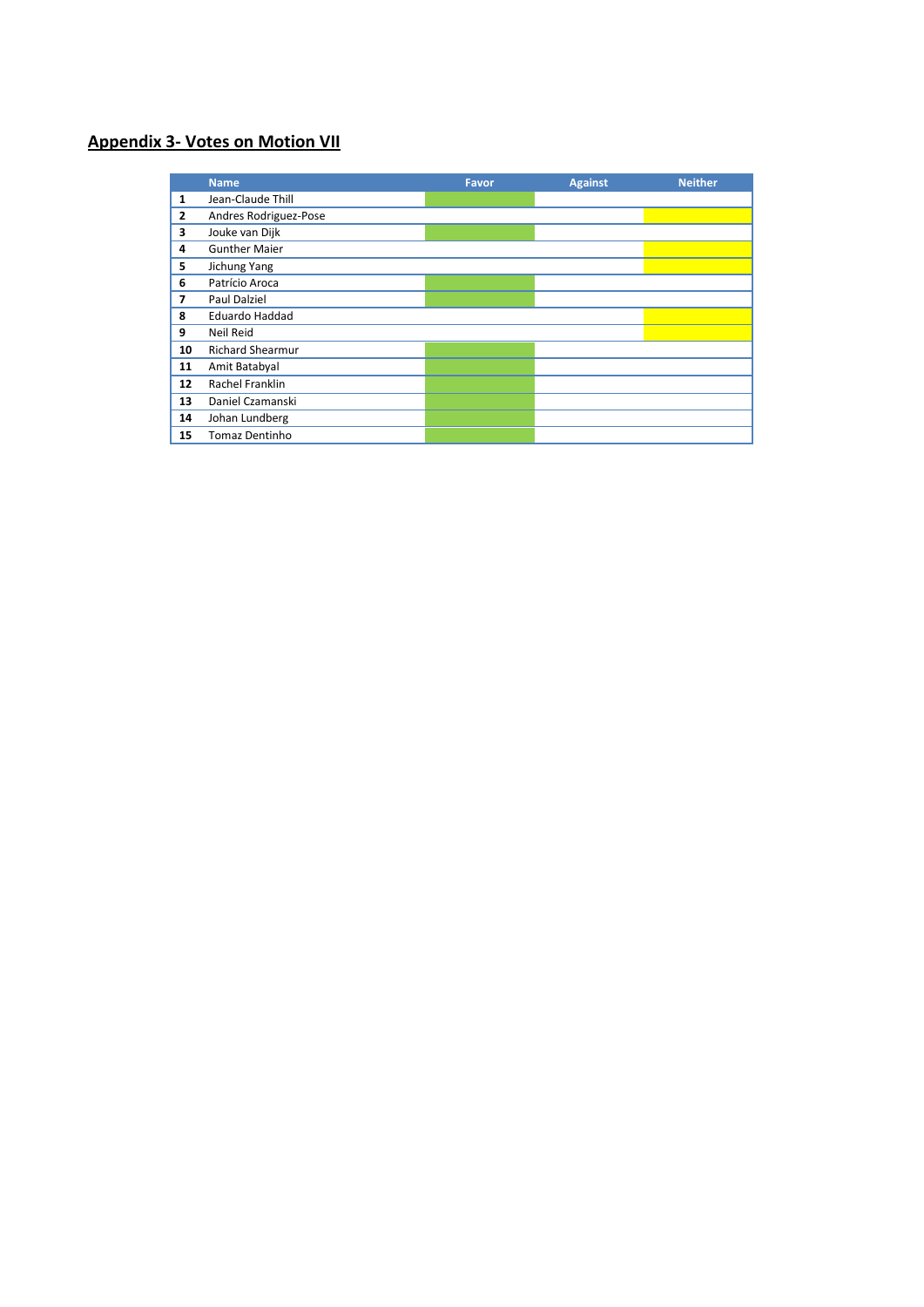## Appendix 3- Votes on Motion VII

| | Name | Favor | Against | Neither |
|---|---|---|---|---|
| 1 | Jean-Claude Thill | X | | |
| 2 | Andres Rodriguez-Pose | | | X |
| 3 | Jouke van Dijk | X | | |
| 4 | Gunther Maier | | | X |
| 5 | Jichung Yang | | | X |
| 6 | Patrício Aroca | X | | |
| 7 | Paul Dalziel | X | | |
| 8 | Eduardo Haddad | | | X |
| 9 | Neil Reid | | | X |
| 10 | Richard Shearmur | X | | |
| 11 | Amit Batabyal | X | | |
| 12 | Rachel Franklin | X | | |
| 13 | Daniel Czamanski | X | | |
| 14 | Johan Lundberg | X | | |
| 15 | Tomaz Dentinho | X | | |